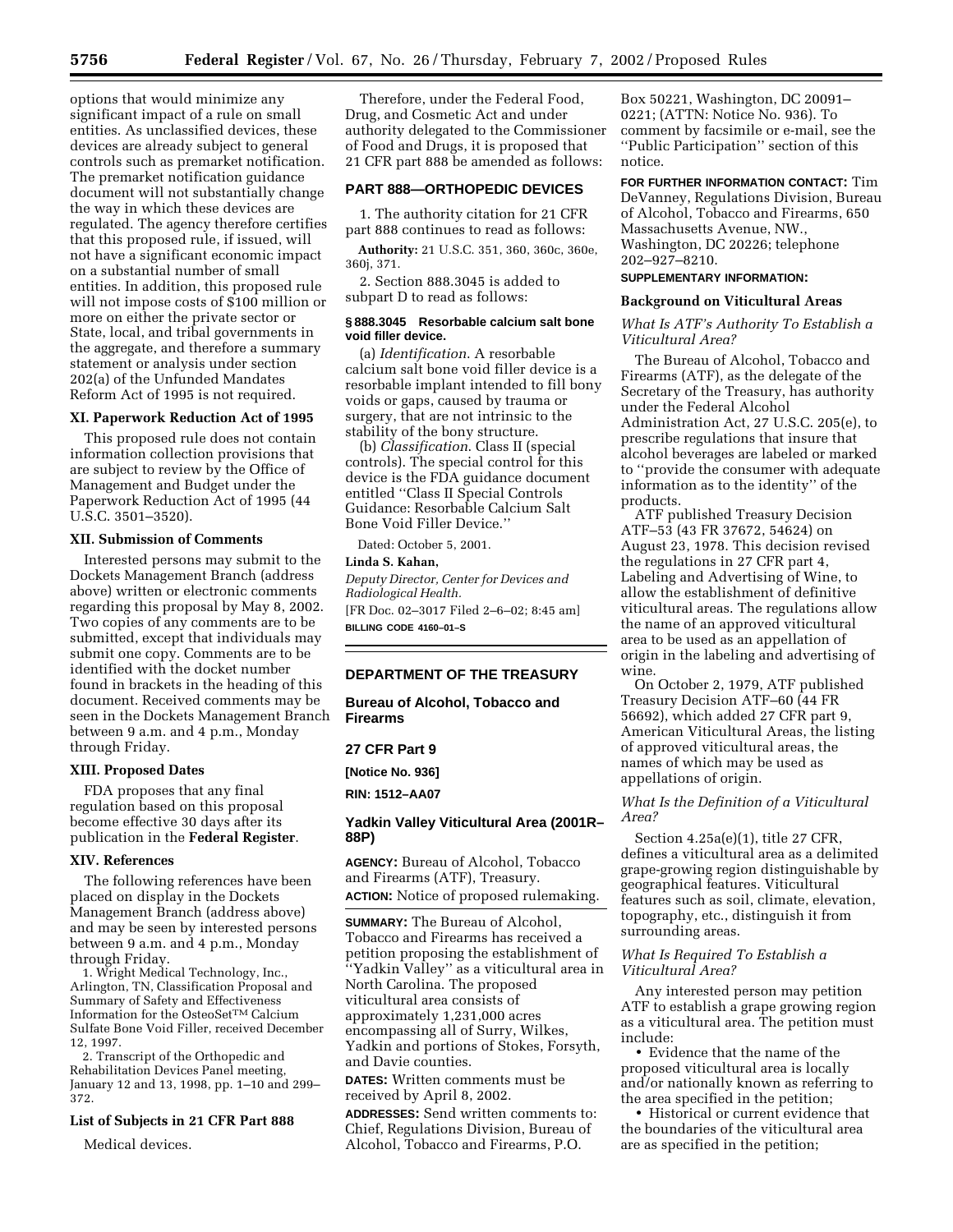options that would minimize any significant impact of a rule on small entities. As unclassified devices, these devices are already subject to general controls such as premarket notification. The premarket notification guidance document will not substantially change the way in which these devices are regulated. The agency therefore certifies that this proposed rule, if issued, will not have a significant economic impact on a substantial number of small entities. In addition, this proposed rule will not impose costs of $100 million or more on either the private sector or State, local, and tribal governments in the aggregate, and therefore a summary statement or analysis under section 202(a) of the Unfunded Mandates Reform Act of 1995 is not required.

### XI. Paperwork Reduction Act of 1995

This proposed rule does not contain information collection provisions that are subject to review by the Office of Management and Budget under the Paperwork Reduction Act of 1995 (44 U.S.C. 3501–3520).

### XII. Submission of Comments

Interested persons may submit to the Dockets Management Branch (address above) written or electronic comments regarding this proposal by May 8, 2002. Two copies of any comments are to be submitted, except that individuals may submit one copy. Comments are to be identified with the docket number found in brackets in the heading of this document. Received comments may be seen in the Dockets Management Branch between 9 a.m. and 4 p.m., Monday through Friday.

### XIII. Proposed Dates

FDA proposes that any final regulation based on this proposal become effective 30 days after its publication in the **Federal Register**.

### XIV. References

The following references have been placed on display in the Dockets Management Branch (address above) and may be seen by interested persons between 9 a.m. and 4 p.m., Monday through Friday.

1. Wright Medical Technology, Inc., Arlington, TN, Classification Proposal and Summary of Safety and Effectiveness Information for the OsteoSet™ Calcium Sulfate Bone Void Filler, received December 12, 1997.
2. Transcript of the Orthopedic and Rehabilitation Devices Panel meeting, January 12 and 13, 1998, pp. 1–10 and 299–372.

### List of Subjects in 21 CFR Part 888

Medical devices.

Therefore, under the Federal Food, Drug, and Cosmetic Act and under authority delegated to the Commissioner of Food and Drugs, it is proposed that 21 CFR part 888 be amended as follows:

## PART 888—ORTHOPEDIC DEVICES

1. The authority citation for 21 CFR part 888 continues to read as follows:

**Authority:** 21 U.S.C. 351, 360, 360c, 360e, 360j, 371.

2. Section 888.3045 is added to subpart D to read as follows:

#### § 888.3045 Resorbable calcium salt bone void filler device.

(a) *Identification*. A resorbable calcium salt bone void filler device is a resorbable implant intended to fill bony voids or gaps, caused by trauma or surgery, that are not intrinsic to the stability of the bony structure.

(b) *Classification*. Class II (special controls). The special control for this device is the FDA guidance document entitled ''Class II Special Controls Guidance: Resorbable Calcium Salt Bone Void Filler Device.''

Dated: October 5, 2001.

**Linda S. Kahan,**

*Deputy Director, Center for Devices and Radiological Health.*

[FR Doc. 02–3017 Filed 2–6–02; 8:45 am]

**BILLING CODE 4160–01–S**

## DEPARTMENT OF THE TREASURY

## Bureau of Alcohol, Tobacco and Firearms

## 27 CFR Part 9

**[Notice No. 936]**

**RIN: 1512–AA07**

## Yadkin Valley Viticultural Area (2001R–88P)

**AGENCY:** Bureau of Alcohol, Tobacco and Firearms (ATF), Treasury.

**ACTION:** Notice of proposed rulemaking.

**SUMMARY:** The Bureau of Alcohol, Tobacco and Firearms has received a petition proposing the establishment of ''Yadkin Valley'' as a viticultural area in North Carolina. The proposed viticultural area consists of approximately 1,231,000 acres encompassing all of Surry, Wilkes, Yadkin and portions of Stokes, Forsyth, and Davie counties.

**DATES:** Written comments must be received by April 8, 2002.

**ADDRESSES:** Send written comments to: Chief, Regulations Division, Bureau of Alcohol, Tobacco and Firearms, P.O. Box 50221, Washington, DC 20091–0221; (ATTN: Notice No. 936). To comment by facsimile or e-mail, see the ''Public Participation'' section of this notice.

**FOR FURTHER INFORMATION CONTACT:** Tim DeVanney, Regulations Division, Bureau of Alcohol, Tobacco and Firearms, 650 Massachusetts Avenue, NW., Washington, DC 20226; telephone 202–927–8210.

**SUPPLEMENTARY INFORMATION:**

### Background on Viticultural Areas

#### *What Is ATF's Authority To Establish a Viticultural Area?*

The Bureau of Alcohol, Tobacco and Firearms (ATF), as the delegate of the Secretary of the Treasury, has authority under the Federal Alcohol Administration Act, 27 U.S.C. 205(e), to prescribe regulations that insure that alcohol beverages are labeled or marked to ''provide the consumer with adequate information as to the identity'' of the products.

ATF published Treasury Decision ATF–53 (43 FR 37672, 54624) on August 23, 1978. This decision revised the regulations in 27 CFR part 4, Labeling and Advertising of Wine, to allow the establishment of definitive viticultural areas. The regulations allow the name of an approved viticultural area to be used as an appellation of origin in the labeling and advertising of wine.

On October 2, 1979, ATF published Treasury Decision ATF–60 (44 FR 56692), which added 27 CFR part 9, American Viticultural Areas, the listing of approved viticultural areas, the names of which may be used as appellations of origin.

#### *What Is the Definition of a Viticultural Area?*

Section 4.25a(e)(1), title 27 CFR, defines a viticultural area as a delimited grape-growing region distinguishable by geographical features. Viticultural features such as soil, climate, elevation, topography, etc., distinguish it from surrounding areas.

#### *What Is Required To Establish a Viticultural Area?*

Any interested person may petition ATF to establish a grape growing region as a viticultural area. The petition must include:

- Evidence that the name of the proposed viticultural area is locally and/or nationally known as referring to the area specified in the petition;
- Historical or current evidence that the boundaries of the viticultural area are as specified in the petition;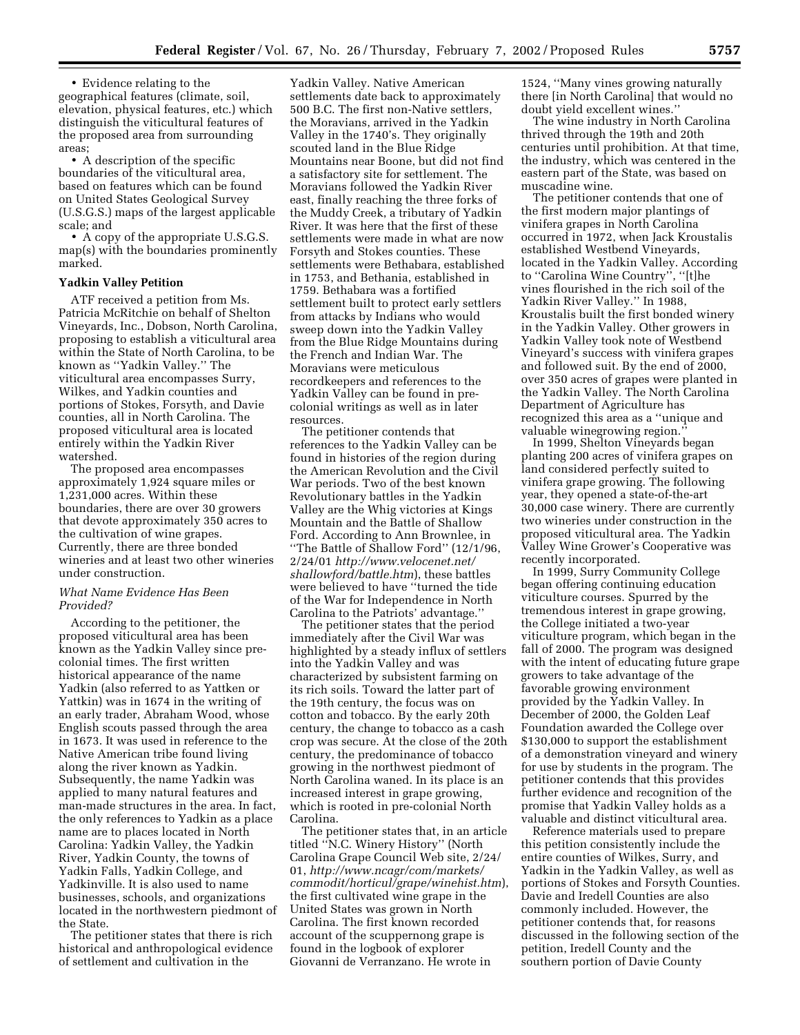- Evidence relating to the geographical features (climate, soil, elevation, physical features, etc.) which distinguish the viticultural features of the proposed area from surrounding areas;
- A description of the specific boundaries of the viticultural area, based on features which can be found on United States Geological Survey (U.S.G.S.) maps of the largest applicable scale; and
- A copy of the appropriate U.S.G.S. map(s) with the boundaries prominently marked.

**Yadkin Valley Petition**

ATF received a petition from Ms. Patricia McRitchie on behalf of Shelton Vineyards, Inc., Dobson, North Carolina, proposing to establish a viticultural area within the State of North Carolina, to be known as ''Yadkin Valley.'' The viticultural area encompasses Surry, Wilkes, and Yadkin counties and portions of Stokes, Forsyth, and Davie counties, all in North Carolina. The proposed viticultural area is located entirely within the Yadkin River watershed.

The proposed area encompasses approximately 1,924 square miles or 1,231,000 acres. Within these boundaries, there are over 30 growers that devote approximately 350 acres to the cultivation of wine grapes. Currently, there are three bonded wineries and at least two other wineries under construction.

*What Name Evidence Has Been Provided?*

According to the petitioner, the proposed viticultural area has been known as the Yadkin Valley since pre-colonial times. The first written historical appearance of the name Yadkin (also referred to as Yattken or Yattkin) was in 1674 in the writing of an early trader, Abraham Wood, whose English scouts passed through the area in 1673. It was used in reference to the Native American tribe found living along the river known as Yadkin. Subsequently, the name Yadkin was applied to many natural features and man-made structures in the area. In fact, the only references to Yadkin as a place name are to places located in North Carolina: Yadkin Valley, the Yadkin River, Yadkin County, the towns of Yadkin Falls, Yadkin College, and Yadkinville. It is also used to name businesses, schools, and organizations located in the northwestern piedmont of the State.

The petitioner states that there is rich historical and anthropological evidence of settlement and cultivation in the Yadkin Valley. Native American settlements date back to approximately 500 B.C. The first non-Native settlers, the Moravians, arrived in the Yadkin Valley in the 1740's. They originally scouted land in the Blue Ridge Mountains near Boone, but did not find a satisfactory site for settlement. The Moravians followed the Yadkin River east, finally reaching the three forks of the Muddy Creek, a tributary of Yadkin River. It was here that the first of these settlements were made in what are now Forsyth and Stokes counties. These settlements were Bethabara, established in 1753, and Bethania, established in 1759. Bethabara was a fortified settlement built to protect early settlers from attacks by Indians who would sweep down into the Yadkin Valley from the Blue Ridge Mountains during the French and Indian War. The Moravians were meticulous recordkeepers and references to the Yadkin Valley can be found in pre-colonial writings as well as in later resources.

The petitioner contends that references to the Yadkin Valley can be found in histories of the region during the American Revolution and the Civil War periods. Two of the best known Revolutionary battles in the Yadkin Valley are the Whig victories at Kings Mountain and the Battle of Shallow Ford. According to Ann Brownlee, in ''The Battle of Shallow Ford'' (12/1/96, 2/24/01 *http://www.velocenet.net/shallowford/battle.htm*), these battles were believed to have ''turned the tide of the War for Independence in North Carolina to the Patriots' advantage.''

The petitioner states that the period immediately after the Civil War was highlighted by a steady influx of settlers into the Yadkin Valley and was characterized by subsistent farming on its rich soils. Toward the latter part of the 19th century, the focus was on cotton and tobacco. By the early 20th century, the change to tobacco as a cash crop was secure. At the close of the 20th century, the predominance of tobacco growing in the northwest piedmont of North Carolina waned. In its place is an increased interest in grape growing, which is rooted in pre-colonial North Carolina.

The petitioner states that, in an article titled ''N.C. Winery History'' (North Carolina Grape Council Web site, 2/24/01, *http://www.ncagr/com/markets/commodit/horticul/grape/winehist.htm*), the first cultivated wine grape in the United States was grown in North Carolina. The first known recorded account of the scuppernong grape is found in the logbook of explorer Giovanni de Verranzano. He wrote in 1524, ''Many vines growing naturally there [in North Carolina] that would no doubt yield excellent wines.''

The wine industry in North Carolina thrived through the 19th and 20th centuries until prohibition. At that time, the industry, which was centered in the eastern part of the State, was based on muscadine wine.

The petitioner contends that one of the first modern major plantings of vinifera grapes in North Carolina occurred in 1972, when Jack Kroustalis established Westbend Vineyards, located in the Yadkin Valley. According to ''Carolina Wine Country'', ''[t]he vines flourished in the rich soil of the Yadkin River Valley.'' In 1988, Kroustalis built the first bonded winery in the Yadkin Valley. Other growers in Yadkin Valley took note of Westbend Vineyard's success with vinifera grapes and followed suit. By the end of 2000, over 350 acres of grapes were planted in the Yadkin Valley. The North Carolina Department of Agriculture has recognized this area as a ''unique and valuable winegrowing region.''

In 1999, Shelton Vineyards began planting 200 acres of vinifera grapes on land considered perfectly suited to vinifera grape growing. The following year, they opened a state-of-the-art 30,000 case winery. There are currently two wineries under construction in the proposed viticultural area. The Yadkin Valley Wine Grower's Cooperative was recently incorporated.

In 1999, Surry Community College began offering continuing education viticulture courses. Spurred by the tremendous interest in grape growing, the College initiated a two-year viticulture program, which began in the fall of 2000. The program was designed with the intent of educating future grape growers to take advantage of the favorable growing environment provided by the Yadkin Valley. In December of 2000, the Golden Leaf Foundation awarded the College over $130,000 to support the establishment of a demonstration vineyard and winery for use by students in the program. The petitioner contends that this provides further evidence and recognition of the promise that Yadkin Valley holds as a valuable and distinct viticultural area.

Reference materials used to prepare this petition consistently include the entire counties of Wilkes, Surry, and Yadkin in the Yadkin Valley, as well as portions of Stokes and Forsyth Counties. Davie and Iredell Counties are also commonly included. However, the petitioner contends that, for reasons discussed in the following section of the petition, Iredell County and the southern portion of Davie County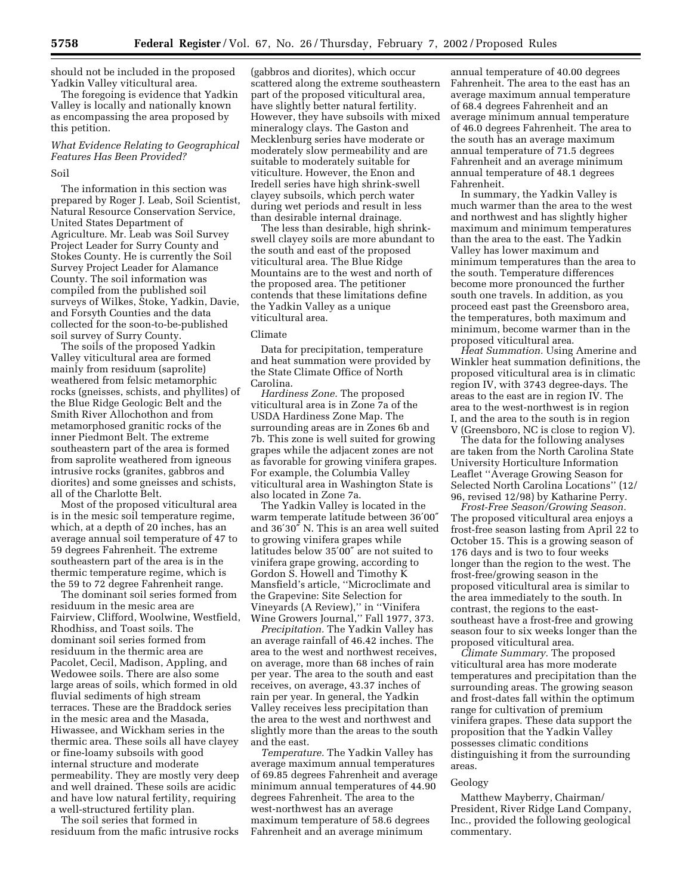should not be included in the proposed Yadkin Valley viticultural area.

The foregoing is evidence that Yadkin Valley is locally and nationally known as encompassing the area proposed by this petition.

### *What Evidence Relating to Geographical Features Has Been Provided?*

#### Soil

The information in this section was prepared by Roger J. Leab, Soil Scientist, Natural Resource Conservation Service, United States Department of Agriculture. Mr. Leab was Soil Survey Project Leader for Surry County and Stokes County. He is currently the Soil Survey Project Leader for Alamance County. The soil information was compiled from the published soil surveys of Wilkes, Stoke, Yadkin, Davie, and Forsyth Counties and the data collected for the soon-to-be-published soil survey of Surry County.

The soils of the proposed Yadkin Valley viticultural area are formed mainly from residuum (saprolite) weathered from felsic metamorphic rocks (gneisses, schists, and phyllites) of the Blue Ridge Geologic Belt and the Smith River Allochothon and from metamorphosed granitic rocks of the inner Piedmont Belt. The extreme southeastern part of the area is formed from saprolite weathered from igneous intrusive rocks (granites, gabbros and diorites) and some gneisses and schists, all of the Charlotte Belt.

Most of the proposed viticultural area is in the mesic soil temperature regime, which, at a depth of 20 inches, has an average annual soil temperature of 47 to 59 degrees Fahrenheit. The extreme southeastern part of the area is in the thermic temperature regime, which is the 59 to 72 degree Fahrenheit range.

The dominant soil series formed from residuum in the mesic area are Fairview, Clifford, Woolwine, Westfield, Rhodhiss, and Toast soils. The dominant soil series formed from residuum in the thermic area are Pacolet, Cecil, Madison, Appling, and Wedowee soils. There are also some large areas of soils, which formed in old fluvial sediments of high stream terraces. These are the Braddock series in the mesic area and the Masada, Hiwassee, and Wickham series in the thermic area. These soils all have clayey or fine-loamy subsoils with good internal structure and moderate permeability. They are mostly very deep and well drained. These soils are acidic and have low natural fertility, requiring a well-structured fertility plan.

The soil series that formed in residuum from the mafic intrusive rocks (gabbros and diorites), which occur scattered along the extreme southeastern part of the proposed viticultural area, have slightly better natural fertility. However, they have subsoils with mixed mineralogy clays. The Gaston and Mecklenburg series have moderate or moderately slow permeability and are suitable to moderately suitable for viticulture. However, the Enon and Iredell series have high shrink-swell clayey subsoils, which perch water during wet periods and result in less than desirable internal drainage.

The less than desirable, high shrink-swell clayey soils are more abundant to the south and east of the proposed viticultural area. The Blue Ridge Mountains are to the west and north of the proposed area. The petitioner contends that these limitations define the Yadkin Valley as a unique viticultural area.

#### Climate

Data for precipitation, temperature and heat summation were provided by the State Climate Office of North Carolina.

*Hardiness Zone.* The proposed viticultural area is in Zone 7a of the USDA Hardiness Zone Map. The surrounding areas are in Zones 6b and 7b. This zone is well suited for growing grapes while the adjacent zones are not as favorable for growing vinifera grapes. For example, the Columbia Valley viticultural area in Washington State is also located in Zone 7a.

The Yadkin Valley is located in the warm temperate latitude between 36′00″ and 36′30″ N. This is an area well suited to growing vinifera grapes while latitudes below 35′00″ are not suited to vinifera grape growing, according to Gordon S. Howell and Timothy K Mansfield's article, "Microclimate and the Grapevine: Site Selection for Vineyards (A Review)," in "Vinifera Wine Growers Journal," Fall 1977, 373.

*Precipitation.* The Yadkin Valley has an average rainfall of 46.42 inches. The area to the west and northwest receives, on average, more than 68 inches of rain per year. The area to the south and east receives, on average, 43.37 inches of rain per year. In general, the Yadkin Valley receives less precipitation than the area to the west and northwest and slightly more than the areas to the south and the east.

*Temperature.* The Yadkin Valley has average maximum annual temperatures of 69.85 degrees Fahrenheit and average minimum annual temperatures of 44.90 degrees Fahrenheit. The area to the west-northwest has an average maximum temperature of 58.6 degrees Fahrenheit and an average minimum annual temperature of 40.00 degrees Fahrenheit. The area to the east has an average maximum annual temperature of 68.4 degrees Fahrenheit and an average minimum annual temperature of 46.0 degrees Fahrenheit. The area to the south has an average maximum annual temperature of 71.5 degrees Fahrenheit and an average minimum annual temperature of 48.1 degrees Fahrenheit.

In summary, the Yadkin Valley is much warmer than the area to the west and northwest and has slightly higher maximum and minimum temperatures than the area to the east. The Yadkin Valley has lower maximum and minimum temperatures than the area to the south. Temperature differences become more pronounced the further south one travels. In addition, as you proceed east past the Greensboro area, the temperatures, both maximum and minimum, become warmer than in the proposed viticultural area.

*Heat Summation.* Using Amerine and Winkler heat summation definitions, the proposed viticultural area is in climatic region IV, with 3743 degree-days. The areas to the east are in region IV. The area to the west-northwest is in region I, and the area to the south is in region V (Greensboro, NC is close to region V).

The data for the following analyses are taken from the North Carolina State University Horticulture Information Leaflet "Average Growing Season for Selected North Carolina Locations" (12/96, revised 12/98) by Katharine Perry.

*Frost-Free Season/Growing Season.* The proposed viticultural area enjoys a frost-free season lasting from April 22 to October 15. This is a growing season of 176 days and is two to four weeks longer than the region to the west. The frost-free/growing season in the proposed viticultural area is similar to the area immediately to the south. In contrast, the regions to the east-southeast have a frost-free and growing season four to six weeks longer than the proposed viticultural area.

*Climate Summary.* The proposed viticultural area has more moderate temperatures and precipitation than the surrounding areas. The growing season and frost-dates fall within the optimum range for cultivation of premium vinifera grapes. These data support the proposition that the Yadkin Valley possesses climatic conditions distinguishing it from the surrounding areas.

#### Geology

Matthew Mayberry, Chairman/President, River Ridge Land Company, Inc., provided the following geological commentary.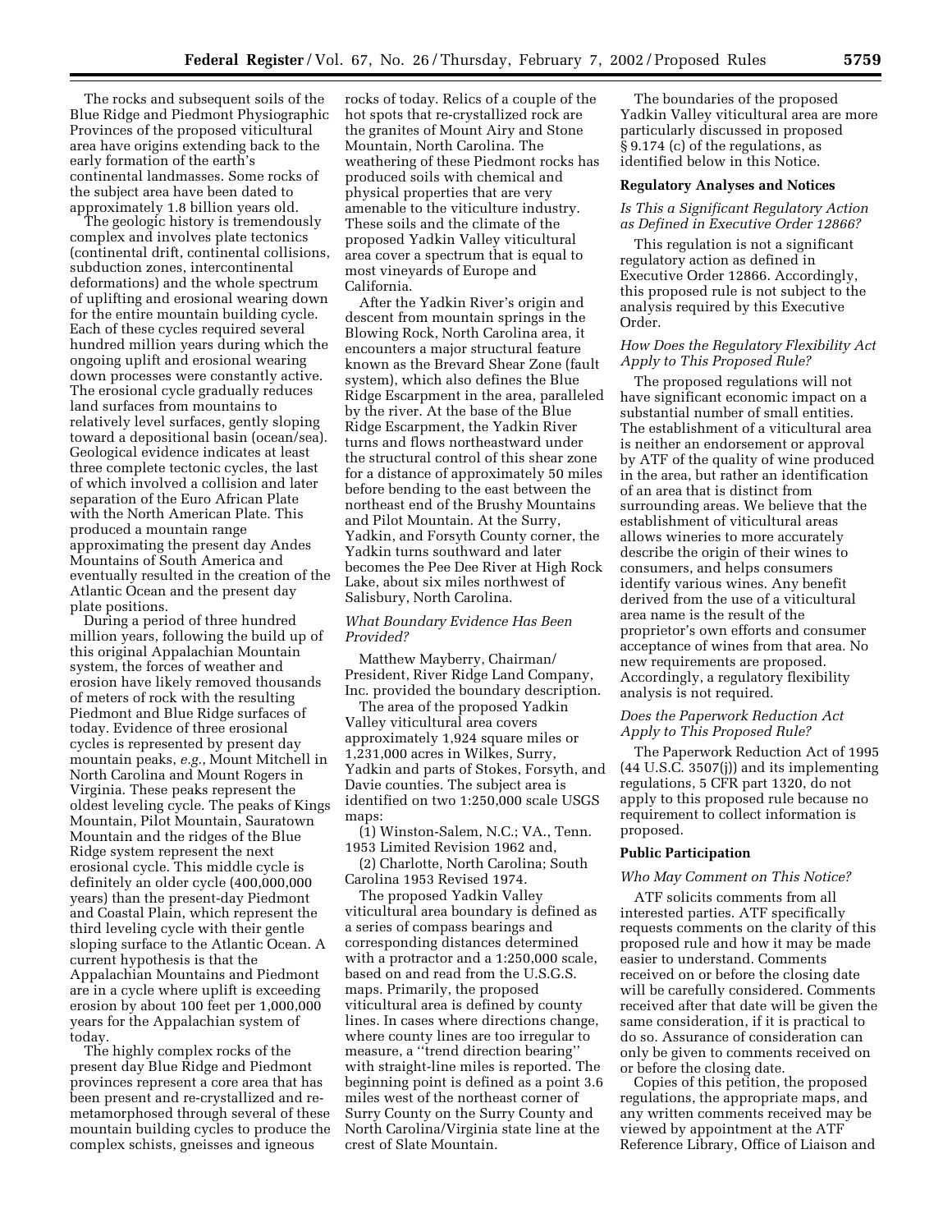The rocks and subsequent soils of the Blue Ridge and Piedmont Physiographic Provinces of the proposed viticultural area have origins extending back to the early formation of the earth's continental landmasses. Some rocks of the subject area have been dated to approximately 1.8 billion years old.

The geologic history is tremendously complex and involves plate tectonics (continental drift, continental collisions, subduction zones, intercontinental deformations) and the whole spectrum of uplifting and erosional wearing down for the entire mountain building cycle. Each of these cycles required several hundred million years during which the ongoing uplift and erosional wearing down processes were constantly active. The erosional cycle gradually reduces land surfaces from mountains to relatively level surfaces, gently sloping toward a depositional basin (ocean/sea). Geological evidence indicates at least three complete tectonic cycles, the last of which involved a collision and later separation of the Euro African Plate with the North American Plate. This produced a mountain range approximating the present day Andes Mountains of South America and eventually resulted in the creation of the Atlantic Ocean and the present day plate positions.

During a period of three hundred million years, following the build up of this original Appalachian Mountain system, the forces of weather and erosion have likely removed thousands of meters of rock with the resulting Piedmont and Blue Ridge surfaces of today. Evidence of three erosional cycles is represented by present day mountain peaks, *e.g.*, Mount Mitchell in North Carolina and Mount Rogers in Virginia. These peaks represent the oldest leveling cycle. The peaks of Kings Mountain, Pilot Mountain, Sauratown Mountain and the ridges of the Blue Ridge system represent the next erosional cycle. This middle cycle is definitely an older cycle (400,000,000 years) than the present-day Piedmont and Coastal Plain, which represent the third leveling cycle with their gentle sloping surface to the Atlantic Ocean. A current hypothesis is that the Appalachian Mountains and Piedmont are in a cycle where uplift is exceeding erosion by about 100 feet per 1,000,000 years for the Appalachian system of today.

The highly complex rocks of the present day Blue Ridge and Piedmont provinces represent a core area that has been present and re-crystallized and re-metamorphosed through several of these mountain building cycles to produce the complex schists, gneisses and igneous rocks of today. Relics of a couple of the hot spots that re-crystallized rock are the granites of Mount Airy and Stone Mountain, North Carolina. The weathering of these Piedmont rocks has produced soils with chemical and physical properties that are very amenable to the viticulture industry. These soils and the climate of the proposed Yadkin Valley viticultural area cover a spectrum that is equal to most vineyards of Europe and California.

After the Yadkin River's origin and descent from mountain springs in the Blowing Rock, North Carolina area, it encounters a major structural feature known as the Brevard Shear Zone (fault system), which also defines the Blue Ridge Escarpment in the area, paralleled by the river. At the base of the Blue Ridge Escarpment, the Yadkin River turns and flows northeastward under the structural control of this shear zone for a distance of approximately 50 miles before bending to the east between the northeast end of the Brushy Mountains and Pilot Mountain. At the Surry, Yadkin, and Forsyth County corner, the Yadkin turns southward and later becomes the Pee Dee River at High Rock Lake, about six miles northwest of Salisbury, North Carolina.

### *What Boundary Evidence Has Been Provided?*

Matthew Mayberry, Chairman/President, River Ridge Land Company, Inc. provided the boundary description.

The area of the proposed Yadkin Valley viticultural area covers approximately 1,924 square miles or 1,231,000 acres in Wilkes, Surry, Yadkin and parts of Stokes, Forsyth, and Davie counties. The subject area is identified on two 1:250,000 scale USGS maps:

(1) Winston-Salem, N.C.; VA., Tenn. 1953 Limited Revision 1962 and,

(2) Charlotte, North Carolina; South Carolina 1953 Revised 1974.

The proposed Yadkin Valley viticultural area boundary is defined as a series of compass bearings and corresponding distances determined with a protractor and a 1:250,000 scale, based on and read from the U.S.G.S. maps. Primarily, the proposed viticultural area is defined by county lines. In cases where directions change, where county lines are too irregular to measure, a ''trend direction bearing'' with straight-line miles is reported. The beginning point is defined as a point 3.6 miles west of the northeast corner of Surry County on the Surry County and North Carolina/Virginia state line at the crest of Slate Mountain.

The boundaries of the proposed Yadkin Valley viticultural area are more particularly discussed in proposed § 9.174 (c) of the regulations, as identified below in this Notice.

## Regulatory Analyses and Notices

### *Is This a Significant Regulatory Action as Defined in Executive Order 12866?*

This regulation is not a significant regulatory action as defined in Executive Order 12866. Accordingly, this proposed rule is not subject to the analysis required by this Executive Order.

### *How Does the Regulatory Flexibility Act Apply to This Proposed Rule?*

The proposed regulations will not have significant economic impact on a substantial number of small entities. The establishment of a viticultural area is neither an endorsement or approval by ATF of the quality of wine produced in the area, but rather an identification of an area that is distinct from surrounding areas. We believe that the establishment of viticultural areas allows wineries to more accurately describe the origin of their wines to consumers, and helps consumers identify various wines. Any benefit derived from the use of a viticultural area name is the result of the proprietor's own efforts and consumer acceptance of wines from that area. No new requirements are proposed. Accordingly, a regulatory flexibility analysis is not required.

### *Does the Paperwork Reduction Act Apply to This Proposed Rule?*

The Paperwork Reduction Act of 1995 (44 U.S.C. 3507(j)) and its implementing regulations, 5 CFR part 1320, do not apply to this proposed rule because no requirement to collect information is proposed.

## Public Participation

### *Who May Comment on This Notice?*

ATF solicits comments from all interested parties. ATF specifically requests comments on the clarity of this proposed rule and how it may be made easier to understand. Comments received on or before the closing date will be carefully considered. Comments received after that date will be given the same consideration, if it is practical to do so. Assurance of consideration can only be given to comments received on or before the closing date.

Copies of this petition, the proposed regulations, the appropriate maps, and any written comments received may be viewed by appointment at the ATF Reference Library, Office of Liaison and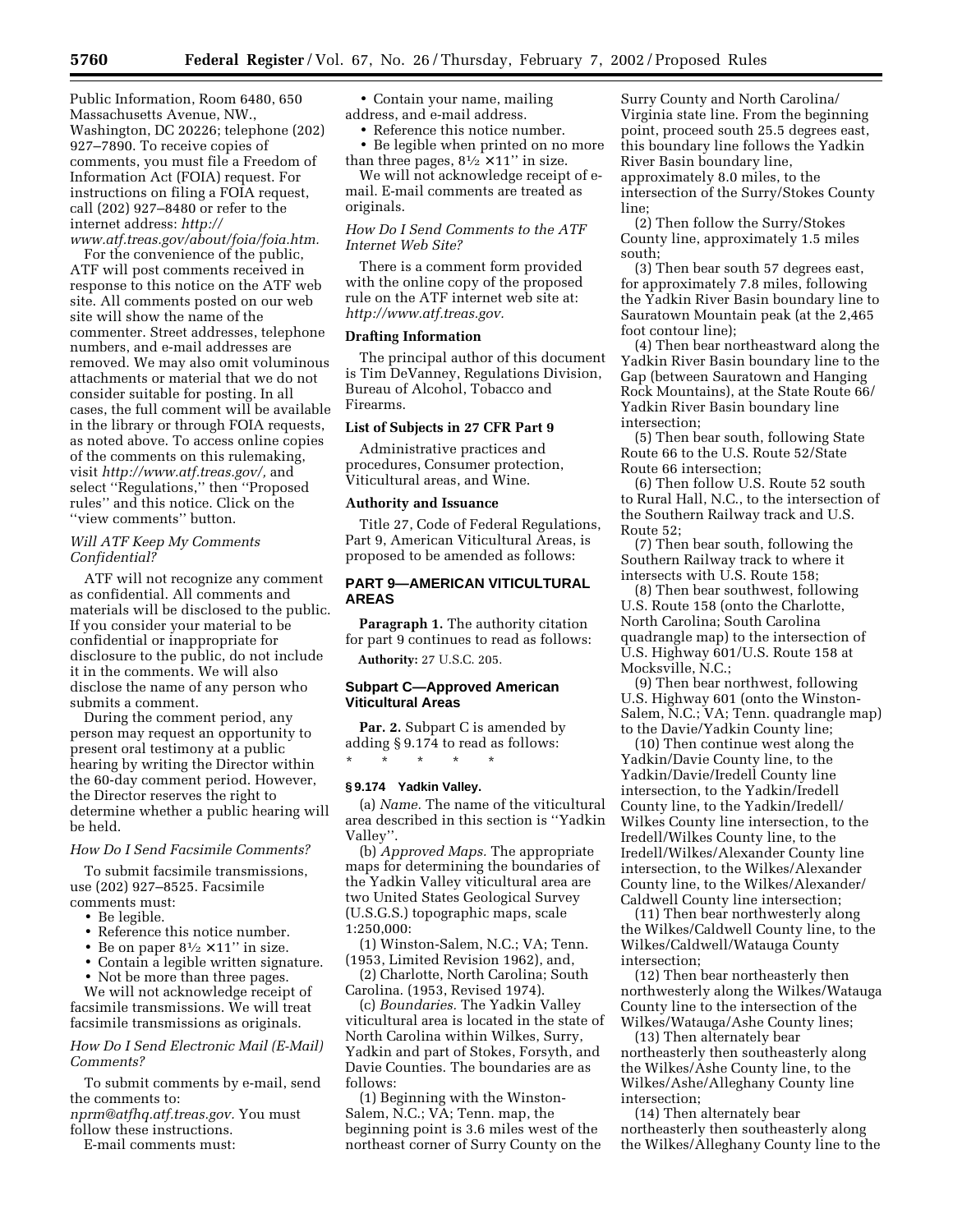Public Information, Room 6480, 650 Massachusetts Avenue, NW., Washington, DC 20226; telephone (202) 927–7890. To receive copies of comments, you must file a Freedom of Information Act (FOIA) request. For instructions on filing a FOIA request, call (202) 927–8480 or refer to the internet address: *http://www.atf.treas.gov/about/foia/foia.htm.*

For the convenience of the public, ATF will post comments received in response to this notice on the ATF web site. All comments posted on our web site will show the name of the commenter. Street addresses, telephone numbers, and e-mail addresses are removed. We may also omit voluminous attachments or material that we do not consider suitable for posting. In all cases, the full comment will be available in the library or through FOIA requests, as noted above. To access online copies of the comments on this rulemaking, visit *http://www.atf.treas.gov/,* and select ''Regulations,'' then ''Proposed rules'' and this notice. Click on the ''view comments'' button.

*Will ATF Keep My Comments Confidential?*

ATF will not recognize any comment as confidential. All comments and materials will be disclosed to the public. If you consider your material to be confidential or inappropriate for disclosure to the public, do not include it in the comments. We will also disclose the name of any person who submits a comment.

During the comment period, any person may request an opportunity to present oral testimony at a public hearing by writing the Director within the 60-day comment period. However, the Director reserves the right to determine whether a public hearing will be held.

*How Do I Send Facsimile Comments?*

To submit facsimile transmissions, use (202) 927–8525. Facsimile comments must:

- Be legible.
- Reference this notice number.
- Be on paper 8½ × 11'' in size.
- Contain a legible written signature.
- Not be more than three pages.

We will not acknowledge receipt of facsimile transmissions. We will treat facsimile transmissions as originals.

*How Do I Send Electronic Mail (E-Mail) Comments?*

To submit comments by e-mail, send the comments to: *nprm@atfhq.atf.treas.gov.* You must follow these instructions.

E-mail comments must:

- Contain your name, mailing address, and e-mail address.
- Reference this notice number.
- Be legible when printed on no more than three pages, 8½ × 11'' in size.

We will not acknowledge receipt of e-mail. E-mail comments are treated as originals.

*How Do I Send Comments to the ATF Internet Web Site?*

There is a comment form provided with the online copy of the proposed rule on the ATF internet web site at: *http://www.atf.treas.gov.*

**Drafting Information**

The principal author of this document is Tim DeVanney, Regulations Division, Bureau of Alcohol, Tobacco and Firearms.

**List of Subjects in 27 CFR Part 9**

Administrative practices and procedures, Consumer protection, Viticultural areas, and Wine.

**Authority and Issuance**

Title 27, Code of Federal Regulations, Part 9, American Viticultural Areas, is proposed to be amended as follows:

## PART 9—AMERICAN VITICULTURAL AREAS

**Paragraph 1.** The authority citation for part 9 continues to read as follows:

**Authority:** 27 U.S.C. 205.

### Subpart C—Approved American Viticultural Areas

**Par. 2.** Subpart C is amended by adding § 9.174 to read as follows:

\* \* \* \* \*

**§ 9.174 Yadkin Valley.**

(a) *Name.* The name of the viticultural area described in this section is ''Yadkin Valley''.

(b) *Approved Maps.* The appropriate maps for determining the boundaries of the Yadkin Valley viticultural area are two United States Geological Survey (U.S.G.S.) topographic maps, scale 1:250,000:

(1) Winston-Salem, N.C.; VA; Tenn. (1953, Limited Revision 1962), and,

(2) Charlotte, North Carolina; South Carolina. (1953, Revised 1974).

(c) *Boundaries.* The Yadkin Valley viticultural area is located in the state of North Carolina within Wilkes, Surry, Yadkin and part of Stokes, Forsyth, and Davie Counties. The boundaries are as follows:

(1) Beginning with the Winston-Salem, N.C.; VA; Tenn. map, the beginning point is 3.6 miles west of the northeast corner of Surry County on the Surry County and North Carolina/Virginia state line. From the beginning point, proceed south 25.5 degrees east, this boundary line follows the Yadkin River Basin boundary line, approximately 8.0 miles, to the intersection of the Surry/Stokes County line;

(2) Then follow the Surry/Stokes County line, approximately 1.5 miles south;

(3) Then bear south 57 degrees east, for approximately 7.8 miles, following the Yadkin River Basin boundary line to Sauratown Mountain peak (at the 2,465 foot contour line);

(4) Then bear northeastward along the Yadkin River Basin boundary line to the Gap (between Sauratown and Hanging Rock Mountains), at the State Route 66/Yadkin River Basin boundary line intersection;

(5) Then bear south, following State Route 66 to the U.S. Route 52/State Route 66 intersection;

(6) Then follow U.S. Route 52 south to Rural Hall, N.C., to the intersection of the Southern Railway track and U.S. Route 52;

(7) Then bear south, following the Southern Railway track to where it intersects with U.S. Route 158;

(8) Then bear southwest, following U.S. Route 158 (onto the Charlotte, North Carolina; South Carolina quadrangle map) to the intersection of U.S. Highway 601/U.S. Route 158 at Mocksville, N.C.;

(9) Then bear northwest, following U.S. Highway 601 (onto the Winston-Salem, N.C.; VA; Tenn. quadrangle map) to the Davie/Yadkin County line;

(10) Then continue west along the Yadkin/Davie County line, to the Yadkin/Davie/Iredell County line intersection, to the Yadkin/Iredell County line, to the Yadkin/Iredell/Wilkes County line intersection, to the Iredell/Wilkes County line, to the Iredell/Wilkes/Alexander County line intersection, to the Wilkes/Alexander County line, to the Wilkes/Alexander/Caldwell County line intersection;

(11) Then bear northwesterly along the Wilkes/Caldwell County line, to the Wilkes/Caldwell/Watauga County intersection;

(12) Then bear northeasterly then northwesterly along the Wilkes/Watauga County line to the intersection of the Wilkes/Watauga/Ashe County lines;

(13) Then alternately bear northeasterly then southeasterly along the Wilkes/Ashe County line, to the Wilkes/Ashe/Alleghany County line intersection;

(14) Then alternately bear northeasterly then southeasterly along the Wilkes/Alleghany County line to the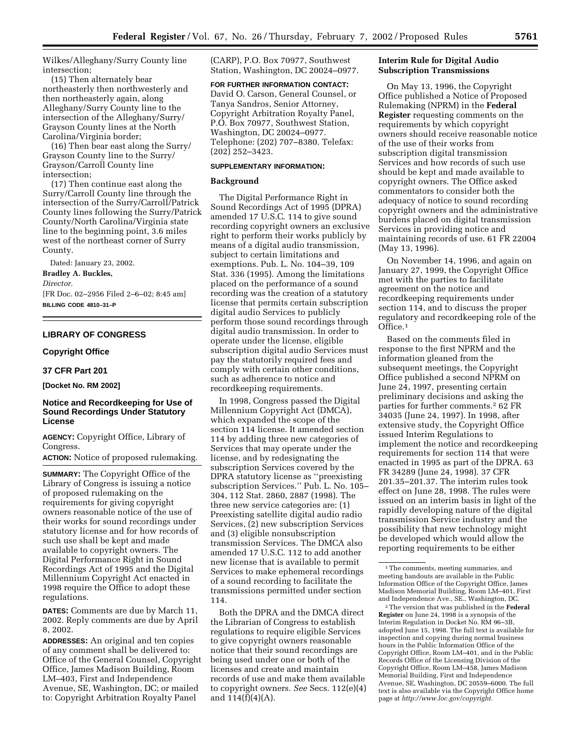Wilkes/Alleghany/Surry County line intersection;

(15) Then alternately bear northeasterly then northwesterly and then northeasterly again, along Alleghany/Surry County line to the intersection of the Alleghany/Surry/Grayson County lines at the North Carolina/Virginia border;

(16) Then bear east along the Surry/Grayson County line to the Surry/Grayson/Carroll County line intersection;

(17) Then continue east along the Surry/Carroll County line through the intersection of the Surry/Carroll/Patrick County lines following the Surry/Patrick County/North Carolina/Virginia state line to the beginning point, 3.6 miles west of the northeast corner of Surry County.

Dated: January 23, 2002.

**Bradley A. Buckles,**

*Director.*

[FR Doc. 02–2956 Filed 2–6–02; 8:45 am]

**BILLING CODE 4810–31–P**

## LIBRARY OF CONGRESS

### Copyright Office

### 37 CFR Part 201

**[Docket No. RM 2002]**

### Notice and Recordkeeping for Use of Sound Recordings Under Statutory License

**AGENCY:** Copyright Office, Library of Congress.

**ACTION:** Notice of proposed rulemaking.

**SUMMARY:** The Copyright Office of the Library of Congress is issuing a notice of proposed rulemaking on the requirements for giving copyright owners reasonable notice of the use of their works for sound recordings under statutory license and for how records of such use shall be kept and made available to copyright owners. The Digital Performance Right in Sound Recordings Act of 1995 and the Digital Millennium Copyright Act enacted in 1998 require the Office to adopt these regulations.

**DATES:** Comments are due by March 11, 2002. Reply comments are due by April 8, 2002.

**ADDRESSES:** An original and ten copies of any comment shall be delivered to: Office of the General Counsel, Copyright Office, James Madison Building, Room LM–403, First and Independence Avenue, SE, Washington, DC; or mailed to: Copyright Arbitration Royalty Panel (CARP), P.O. Box 70977, Southwest Station, Washington, DC 20024–0977.

**FOR FURTHER INFORMATION CONTACT:** David O. Carson, General Counsel, or Tanya Sandros, Senior Attorney, Copyright Arbitration Royalty Panel, P.O. Box 70977, Southwest Station, Washington, DC 20024–0977. Telephone: (202) 707–8380. Telefax: (202) 252–3423.

**SUPPLEMENTARY INFORMATION:**

#### Background

The Digital Performance Right in Sound Recordings Act of 1995 (DPRA) amended 17 U.S.C. 114 to give sound recording copyright owners an exclusive right to perform their works publicly by means of a digital audio transmission, subject to certain limitations and exemptions. Pub. L. No. 104–39, 109 Stat. 336 (1995). Among the limitations placed on the performance of a sound recording was the creation of a statutory license that permits certain subscription digital audio Services to publicly perform those sound recordings through digital audio transmission. In order to operate under the license, eligible subscription digital audio Services must pay the statutorily required fees and comply with certain other conditions, such as adherence to notice and recordkeeping requirements.

In 1998, Congress passed the Digital Millennium Copyright Act (DMCA), which expanded the scope of the section 114 license. It amended section 114 by adding three new categories of Services that may operate under the license, and by redesignating the subscription Services covered by the DPRA statutory license as "preexisting subscription Services." Pub. L. No. 105–304, 112 Stat. 2860, 2887 (1998). The three new service categories are: (1) Preexisting satellite digital audio radio Services, (2) new subscription Services and (3) eligible nonsubscription transmission Services. The DMCA also amended 17 U.S.C. 112 to add another new license that is available to permit Services to make ephemeral recordings of a sound recording to facilitate the transmissions permitted under section 114.

Both the DPRA and the DMCA direct the Librarian of Congress to establish regulations to require eligible Services to give copyright owners reasonable notice that their sound recordings are being used under one or both of the licenses and create and maintain records of use and make them available to copyright owners. *See* Secs. 112(e)(4) and 114(f)(4)(A).

#### Interim Rule for Digital Audio Subscription Transmissions

On May 13, 1996, the Copyright Office published a Notice of Proposed Rulemaking (NPRM) in the **Federal Register** requesting comments on the requirements by which copyright owners should receive reasonable notice of the use of their works from subscription digital transmission Services and how records of such use should be kept and made available to copyright owners. The Office asked commentators to consider both the adequacy of notice to sound recording copyright owners and the administrative burdens placed on digital transmission Services in providing notice and maintaining records of use. 61 FR 22004 (May 13, 1996).

On November 14, 1996, and again on January 27, 1999, the Copyright Office met with the parties to facilitate agreement on the notice and recordkeeping requirements under section 114, and to discuss the proper regulatory and recordkeeping role of the Office.[1]

Based on the comments filed in response to the first NPRM and the information gleaned from the subsequent meetings, the Copyright Office published a second NPRM on June 24, 1997, presenting certain preliminary decisions and asking the parties for further comments.[2] 62 FR 34035 (June 24, 1997). In 1998, after extensive study, the Copyright Office issued Interim Regulations to implement the notice and recordkeeping requirements for section 114 that were enacted in 1995 as part of the DPRA. 63 FR 34289 (June 24, 1998). 37 CFR 201.35–201.37. The interim rules took effect on June 28, 1998. The rules were issued on an interim basis in light of the rapidly developing nature of the digital transmission Service industry and the possibility that new technology might be developed which would allow the reporting requirements to be either

[1] The comments, meeting summaries, and meeting handouts are available in the Public Information Office of the Copyright Office, James Madison Memorial Building, Room LM–401, First and Independence Ave., SE., Washington, DC.

[2] The version that was published in the **Federal Register** on June 24, 1998 is a synopsis of the Interim Regulation in Docket No. RM 96–3B, adopted June 15, 1998. The full text is available for inspection and copying during normal business hours in the Public Information Office of the Copyright Office, Room LM–401, and in the Public Records Office of the Licensing Division of the Copyright Office, Room LM–458, James Madison Memorial Building, First and Independence Avenue, SE, Washington, DC 20559–6000. The full text is also available via the Copyright Office home page at *http://www.loc.gov/copyright.*